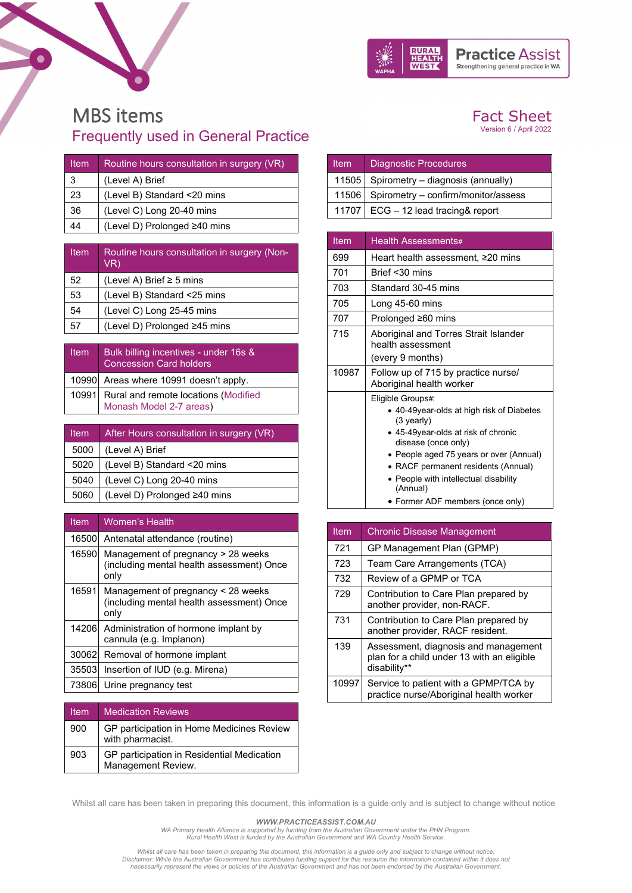# MBS items

## Frequently used in General Practice

**Fact Sheet**
Version 6 / April 2022

| Item | Routine hours consultation in surgery (VR) |
|---|---|
| 3 | (Level A) Brief |
| 23 | (Level B) Standard <20 mins |
| 36 | (Level C) Long 20-40 mins |
| 44 | (Level D) Prolonged ≥40 mins |

| Item | Routine hours consultation in surgery (Non-VR) |
|---|---|
| 52 | (Level A) Brief ≥ 5 mins |
| 53 | (Level B) Standard <25 mins |
| 54 | (Level C) Long 25-45 mins |
| 57 | (Level D) Prolonged ≥45 mins |

| Item | Bulk billing incentives - under 16s & Concession Card holders |
|---|---|
| 10990 | Areas where 10991 doesn't apply. |
| 10991 | Rural and remote locations (Modified Monash Model 2-7 areas) |

| Item | After Hours consultation in surgery (VR) |
|---|---|
| 5000 | (Level A) Brief |
| 5020 | (Level B) Standard <20 mins |
| 5040 | (Level C) Long 20-40 mins |
| 5060 | (Level D) Prolonged ≥40 mins |

| Item | Women's Health |
|---|---|
| 16500 | Antenatal attendance (routine) |
| 16590 | Management of pregnancy > 28 weeks (including mental health assessment) Once only |
| 16591 | Management of pregnancy < 28 weeks (including mental health assessment) Once only |
| 14206 | Administration of hormone implant by cannula (e.g. Implanon) |
| 30062 | Removal of hormone implant |
| 35503 | Insertion of IUD (e.g. Mirena) |
| 73806 | Urine pregnancy test |

| Item | Medication Reviews |
|---|---|
| 900 | GP participation in Home Medicines Review with pharmacist. |
| 903 | GP participation in Residential Medication Management Review. |

| Item | Diagnostic Procedures |
|---|---|
| 11505 | Spirometry – diagnosis (annually) |
| 11506 | Spirometry – confirm/monitor/assess |
| 11707 | ECG – 12 lead tracing& report |

| Item | Health Assessments# |
|---|---|
| 699 | Heart health assessment, ≥20 mins |
| 701 | Brief <30 mins |
| 703 | Standard 30-45 mins |
| 705 | Long 45-60 mins |
| 707 | Prolonged ≥60 mins |
| 715 | Aboriginal and Torres Strait Islander health assessment (every 9 months) |
| 10987 | Follow up of 715 by practice nurse/ Aboriginal health worker |
| | Eligible Groups#: • 40-49year-olds at high risk of Diabetes (3 yearly) • 45-49year-olds at risk of chronic disease (once only) • People aged 75 years or over (Annual) • RACF permanent residents (Annual) • People with intellectual disability (Annual) • Former ADF members (once only) |

| Item | Chronic Disease Management |
|---|---|
| 721 | GP Management Plan (GPMP) |
| 723 | Team Care Arrangements (TCA) |
| 732 | Review of a GPMP or TCA |
| 729 | Contribution to Care Plan prepared by another provider, non-RACF. |
| 731 | Contribution to Care Plan prepared by another provider, RACF resident. |
| 139 | Assessment, diagnosis and management plan for a child under 13 with an eligible disability** |
| 10997 | Service to patient with a GPMP/TCA by practice nurse/Aboriginal health worker |

Whilst all care has been taken in preparing this document, this information is a guide only and is subject to change without notice

*WWW.PRACTICEASSIST.COM.AU*
*WA Primary Health Alliance is supported by funding from the Australian Government under the PHN Program. Rural Health West is funded by the Australian Government and WA Country Health Service.*

*Whilst all care has been taken in preparing this document, this information is a guide only and subject to change without notice. Disclaimer: While the Australian Government has contributed funding support for this resource the information contained within it does not necessarily represent the views or policies of the Australian Government and has not been endorsed by the Australian Government.*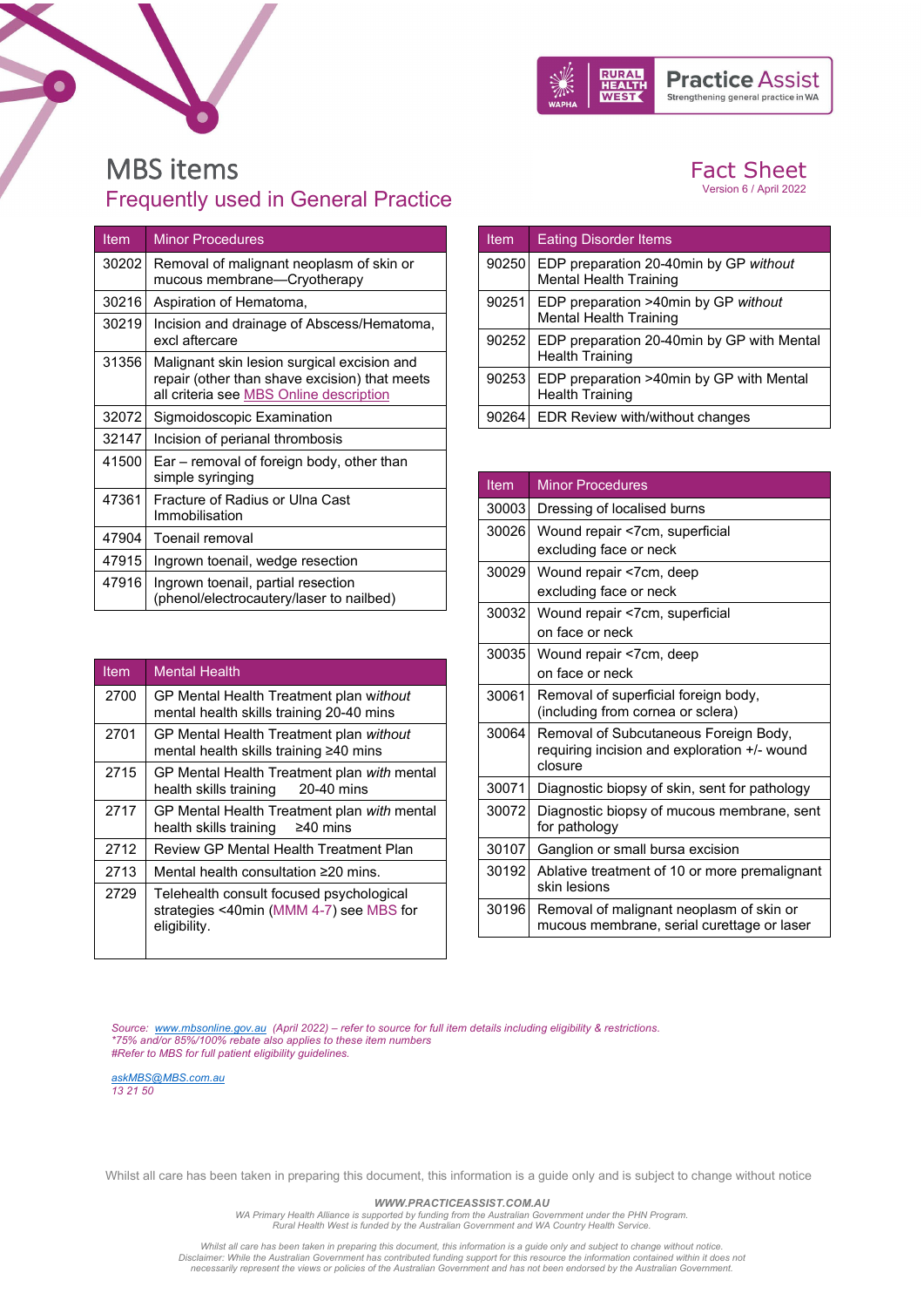# MBS items

## Frequently used in General Practice

**Fact Sheet**
Version 6 / April 2022

| Item | Minor Procedures |
|---|---|
| 30202 | Removal of malignant neoplasm of skin or mucous membrane—Cryotherapy |
| 30216 | Aspiration of Hematoma, |
| 30219 | Incision and drainage of Abscess/Hematoma, excl aftercare |
| 31356 | Malignant skin lesion surgical excision and repair (other than shave excision) that meets all criteria see MBS Online description |
| 32072 | Sigmoidoscopic Examination |
| 32147 | Incision of perianal thrombosis |
| 41500 | Ear – removal of foreign body, other than simple syringing |
| 47361 | Fracture of Radius or Ulna Cast Immobilisation |
| 47904 | Toenail removal |
| 47915 | Ingrown toenail, wedge resection |
| 47916 | Ingrown toenail, partial resection (phenol/electrocautery/laser to nailbed) |

| Item | Mental Health |
|---|---|
| 2700 | GP Mental Health Treatment plan *without* mental health skills training 20-40 mins |
| 2701 | GP Mental Health Treatment plan *without* mental health skills training ≥40 mins |
| 2715 | GP Mental Health Treatment plan *with* mental health skills training 20-40 mins |
| 2717 | GP Mental Health Treatment plan *with* mental health skills training ≥40 mins |
| 2712 | Review GP Mental Health Treatment Plan |
| 2713 | Mental health consultation ≥20 mins. |
| 2729 | Telehealth consult focused psychological strategies <40min (MMM 4-7) see MBS for eligibility. |

| Item | Eating Disorder Items |
|---|---|
| 90250 | EDP preparation 20-40min by GP *without* Mental Health Training |
| 90251 | EDP preparation >40min by GP *without* Mental Health Training |
| 90252 | EDP preparation 20-40min by GP with Mental Health Training |
| 90253 | EDP preparation >40min by GP with Mental Health Training |
| 90264 | EDR Review with/without changes |

| Item | Minor Procedures |
|---|---|
| 30003 | Dressing of localised burns |
| 30026 | Wound repair <7cm, superficial excluding face or neck |
| 30029 | Wound repair <7cm, deep excluding face or neck |
| 30032 | Wound repair <7cm, superficial on face or neck |
| 30035 | Wound repair <7cm, deep on face or neck |
| 30061 | Removal of superficial foreign body, (including from cornea or sclera) |
| 30064 | Removal of Subcutaneous Foreign Body, requiring incision and exploration +/- wound closure |
| 30071 | Diagnostic biopsy of skin, sent for pathology |
| 30072 | Diagnostic biopsy of mucous membrane, sent for pathology |
| 30107 | Ganglion or small bursa excision |
| 30192 | Ablative treatment of 10 or more premalignant skin lesions |
| 30196 | Removal of malignant neoplasm of skin or mucous membrane, serial curettage or laser |

*Source: www.mbsonline.gov.au (April 2022) – refer to source for full item details including eligibility & restrictions.*
*\*75% and/or 85%/100% rebate also applies to these item numbers*
*#Refer to MBS for full patient eligibility guidelines.*

*askMBS@MBS.com.au*
*13 21 50*

Whilst all care has been taken in preparing this document, this information is a guide only and is subject to change without notice

***WWW.PRACTICEASSIST.COM.AU***
*WA Primary Health Alliance is supported by funding from the Australian Government under the PHN Program.*
*Rural Health West is funded by the Australian Government and WA Country Health Service.*

*Whilst all care has been taken in preparing this document, this information is a guide only and subject to change without notice.*
*Disclaimer: While the Australian Government has contributed funding support for this resource the information contained within it does not necessarily represent the views or policies of the Australian Government and has not been endorsed by the Australian Government.*